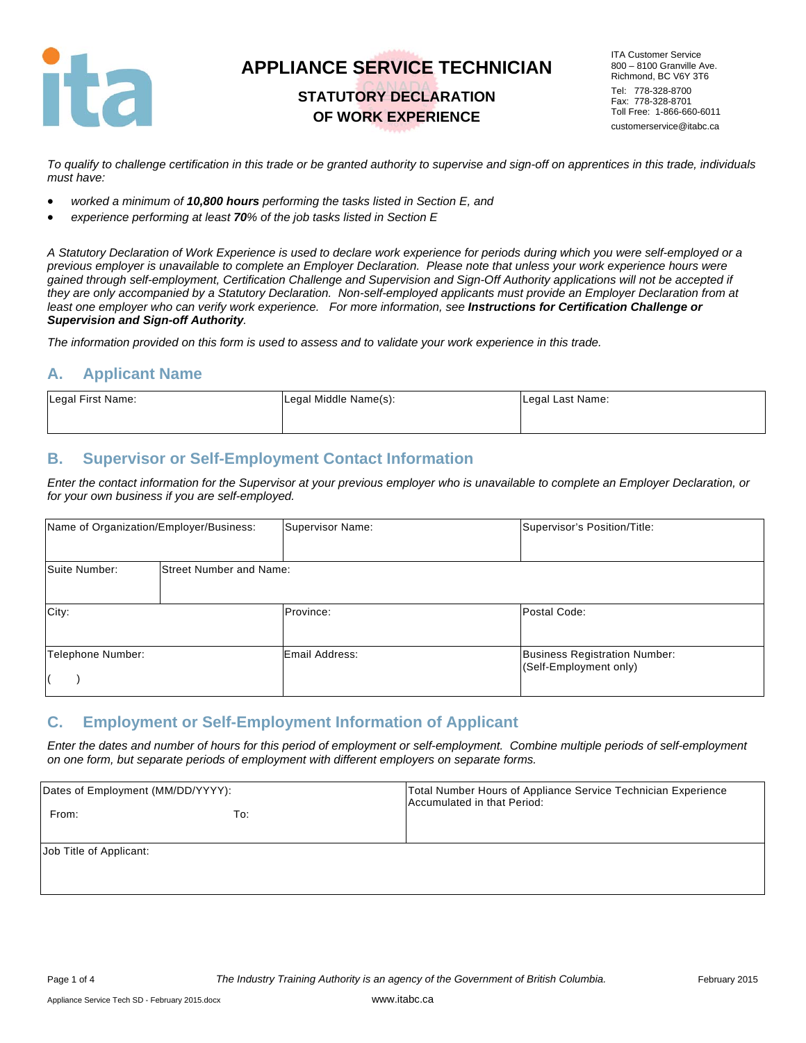# APPLIANCE SERVICE TECHNICIAN

## STATUTORY DECLARATION OF WORK EXPERIENCE

ITA Customer Service
800 – 8100 Granville Ave.
Richmond, BC V6Y 3T6
Tel: 778-328-8700
Fax: 778-328-8701
Toll Free: 1-866-660-6011
customerservice@itabc.ca

*To qualify to challenge certification in this trade or be granted authority to supervise and sign-off on apprentices in this trade, individuals must have:*

- *worked a minimum of **10,800 hours** performing the tasks listed in Section E, and*
- *experience performing at least **70**% of the job tasks listed in Section E*

*A Statutory Declaration of Work Experience is used to declare work experience for periods during which you were self-employed or a previous employer is unavailable to complete an Employer Declaration. Please note that unless your work experience hours were gained through self-employment, Certification Challenge and Supervision and Sign-Off Authority applications will not be accepted if they are only accompanied by a Statutory Declaration. Non-self-employed applicants must provide an Employer Declaration from at least one employer who can verify work experience. For more information, see **Instructions for Certification Challenge or Supervision and Sign-off Authority**.*

*The information provided on this form is used to assess and to validate your work experience in this trade.*

## A. Applicant Name

| Legal First Name: | Legal Middle Name(s): | Legal Last Name: |
|---|---|---|
| | | |

## B. Supervisor or Self-Employment Contact Information

*Enter the contact information for the Supervisor at your previous employer who is unavailable to complete an Employer Declaration, or for your own business if you are self-employed.*

| Name of Organization/Employer/Business: | Supervisor Name: | Supervisor's Position/Title: |
|---|---|---|
| Suite Number: | Street Number and Name: | |
| City: | Province: | Postal Code: |
| Telephone Number: ( ) | Email Address: | Business Registration Number: (Self-Employment only) |

## C. Employment or Self-Employment Information of Applicant

*Enter the dates and number of hours for this period of employment or self-employment. Combine multiple periods of self-employment on one form, but separate periods of employment with different employers on separate forms.*

| Dates of Employment (MM/DD/YYYY): From: To: | Total Number Hours of Appliance Service Technician Experience Accumulated in that Period: |
|---|---|
| Job Title of Applicant: | |

*The Industry Training Authority is an agency of the Government of British Columbia.*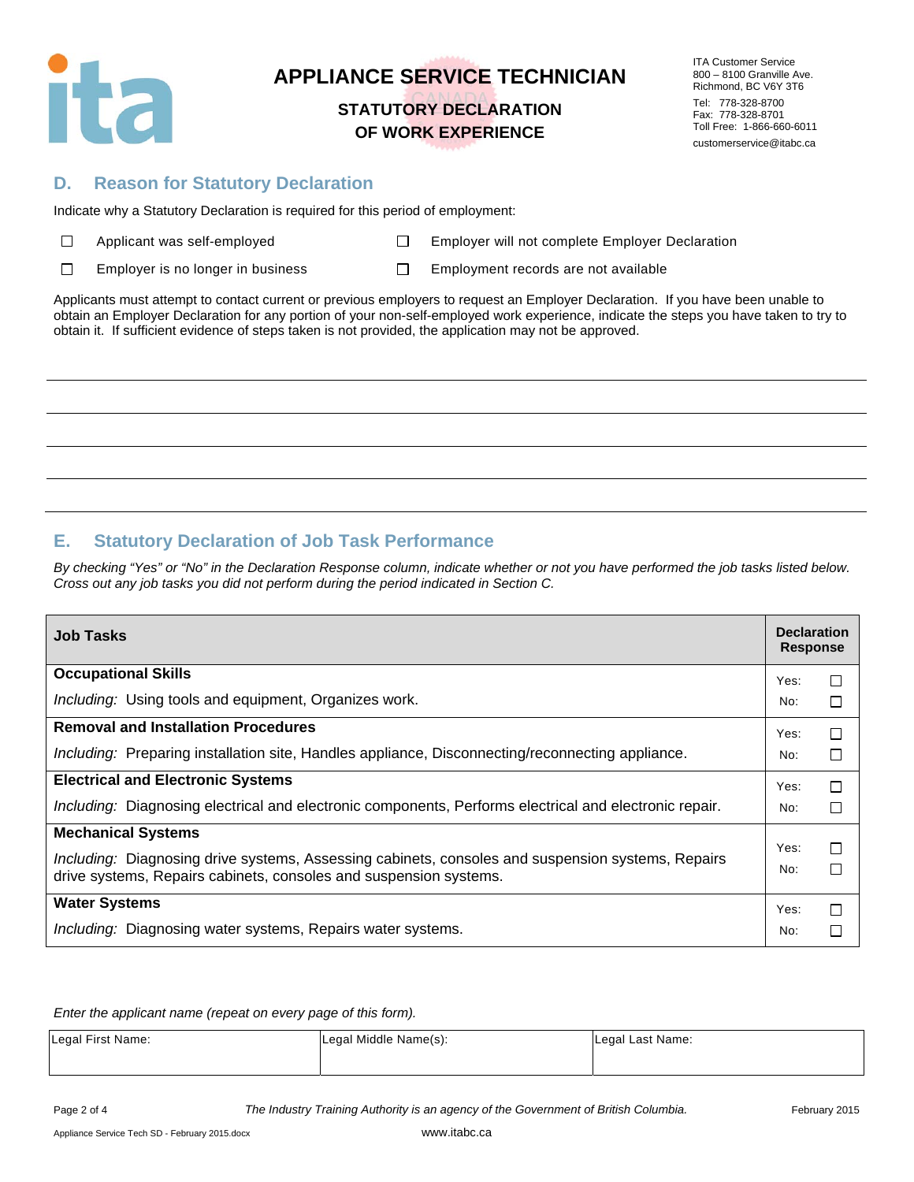# APPLIANCE SERVICE TECHNICIAN

## STATUTORY DECLARATION OF WORK EXPERIENCE

ITA Customer Service
800 – 8100 Granville Ave.
Richmond, BC V6Y 3T6
Tel: 778-328-8700
Fax: 778-328-8701
Toll Free: 1-866-660-6011
customerservice@itabc.ca

## D. Reason for Statutory Declaration

Indicate why a Statutory Declaration is required for this period of employment:

- ☐ Applicant was self-employed
- ☐ Employer will not complete Employer Declaration
- ☐ Employer is no longer in business
- ☐ Employment records are not available

Applicants must attempt to contact current or previous employers to request an Employer Declaration. If you have been unable to obtain an Employer Declaration for any portion of your non-self-employed work experience, indicate the steps you have taken to try to obtain it. If sufficient evidence of steps taken is not provided, the application may not be approved.

\_\_\_\_\_\_\_\_\_\_\_\_\_\_\_\_\_\_\_\_\_\_\_\_\_\_\_\_\_\_\_\_\_\_\_\_\_\_\_\_\_\_\_\_\_\_\_\_\_\_\_\_\_\_\_\_\_\_\_\_

\_\_\_\_\_\_\_\_\_\_\_\_\_\_\_\_\_\_\_\_\_\_\_\_\_\_\_\_\_\_\_\_\_\_\_\_\_\_\_\_\_\_\_\_\_\_\_\_\_\_\_\_\_\_\_\_\_\_\_\_

\_\_\_\_\_\_\_\_\_\_\_\_\_\_\_\_\_\_\_\_\_\_\_\_\_\_\_\_\_\_\_\_\_\_\_\_\_\_\_\_\_\_\_\_\_\_\_\_\_\_\_\_\_\_\_\_\_\_\_\_

\_\_\_\_\_\_\_\_\_\_\_\_\_\_\_\_\_\_\_\_\_\_\_\_\_\_\_\_\_\_\_\_\_\_\_\_\_\_\_\_\_\_\_\_\_\_\_\_\_\_\_\_\_\_\_\_\_\_\_\_

\_\_\_\_\_\_\_\_\_\_\_\_\_\_\_\_\_\_\_\_\_\_\_\_\_\_\_\_\_\_\_\_\_\_\_\_\_\_\_\_\_\_\_\_\_\_\_\_\_\_\_\_\_\_\_\_\_\_\_\_

## E. Statutory Declaration of Job Task Performance

*By checking "Yes" or "No" in the Declaration Response column, indicate whether or not you have performed the job tasks listed below. Cross out any job tasks you did not perform during the period indicated in Section C.*

| Job Tasks | Declaration Response |
|---|---|
| **Occupational Skills**<br>*Including:* Using tools and equipment, Organizes work. | Yes: ☐<br>No: ☐ |
| **Removal and Installation Procedures**<br>*Including:* Preparing installation site, Handles appliance, Disconnecting/reconnecting appliance. | Yes: ☐<br>No: ☐ |
| **Electrical and Electronic Systems**<br>*Including:* Diagnosing electrical and electronic components, Performs electrical and electronic repair. | Yes: ☐<br>No: ☐ |
| **Mechanical Systems**<br>*Including:* Diagnosing drive systems, Assessing cabinets, consoles and suspension systems, Repairs drive systems, Repairs cabinets, consoles and suspension systems. | Yes: ☐<br>No: ☐ |
| **Water Systems**<br>*Including:* Diagnosing water systems, Repairs water systems. | Yes: ☐<br>No: ☐ |

*Enter the applicant name (repeat on every page of this form).*

| Legal First Name: | Legal Middle Name(s): | Legal Last Name: |
|---|---|---|
| | | |

*The Industry Training Authority is an agency of the Government of British Columbia.*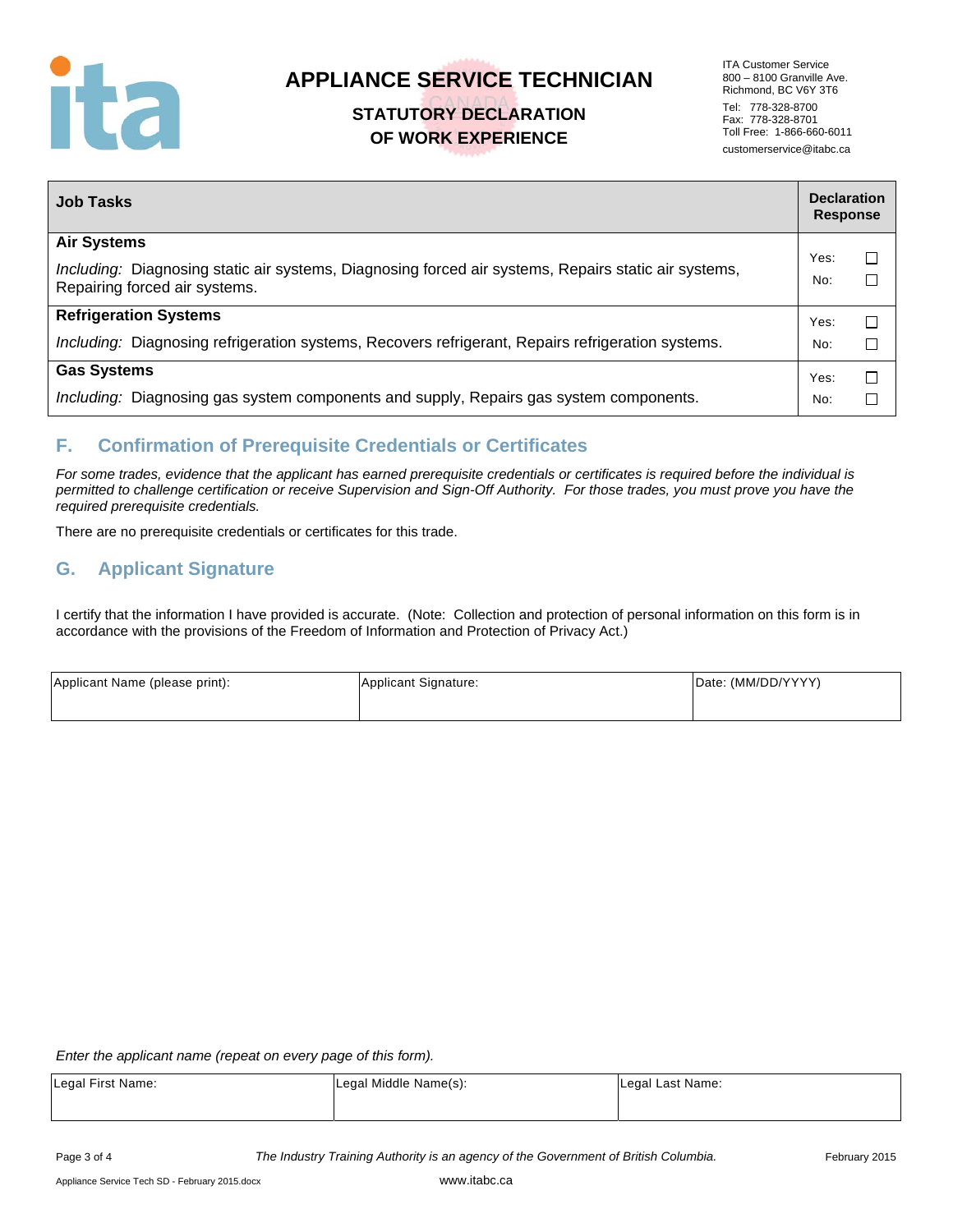# APPLIANCE SERVICE TECHNICIAN

## STATUTORY DECLARATION OF WORK EXPERIENCE

ITA Customer Service
800 – 8100 Granville Ave.
Richmond, BC V6Y 3T6

Tel: 778-328-8700
Fax: 778-328-8701
Toll Free: 1-866-660-6011

customerservice@itabc.ca

| Job Tasks | Declaration Response |
|---|---|
| **Air Systems**<br>*Including:* Diagnosing static air systems, Diagnosing forced air systems, Repairs static air systems, Repairing forced air systems. | Yes: ☐<br>No: ☐ |
| **Refrigeration Systems**<br>*Including:* Diagnosing refrigeration systems, Recovers refrigerant, Repairs refrigeration systems. | Yes: ☐<br>No: ☐ |
| **Gas Systems**<br>*Including:* Diagnosing gas system components and supply, Repairs gas system components. | Yes: ☐<br>No: ☐ |

## F. Confirmation of Prerequisite Credentials or Certificates

*For some trades, evidence that the applicant has earned prerequisite credentials or certificates is required before the individual is permitted to challenge certification or receive Supervision and Sign-Off Authority. For those trades, you must prove you have the required prerequisite credentials.*

There are no prerequisite credentials or certificates for this trade.

## G. Applicant Signature

I certify that the information I have provided is accurate. (Note: Collection and protection of personal information on this form is in accordance with the provisions of the Freedom of Information and Protection of Privacy Act.)

| Applicant Name (please print): | Applicant Signature: | Date: (MM/DD/YYYY) |
|---|---|---|
| | | |

*Enter the applicant name (repeat on every page of this form).*

| Legal First Name: | Legal Middle Name(s): | Legal Last Name: |
|---|---|---|
| | | |

*The Industry Training Authority is an agency of the Government of British Columbia.*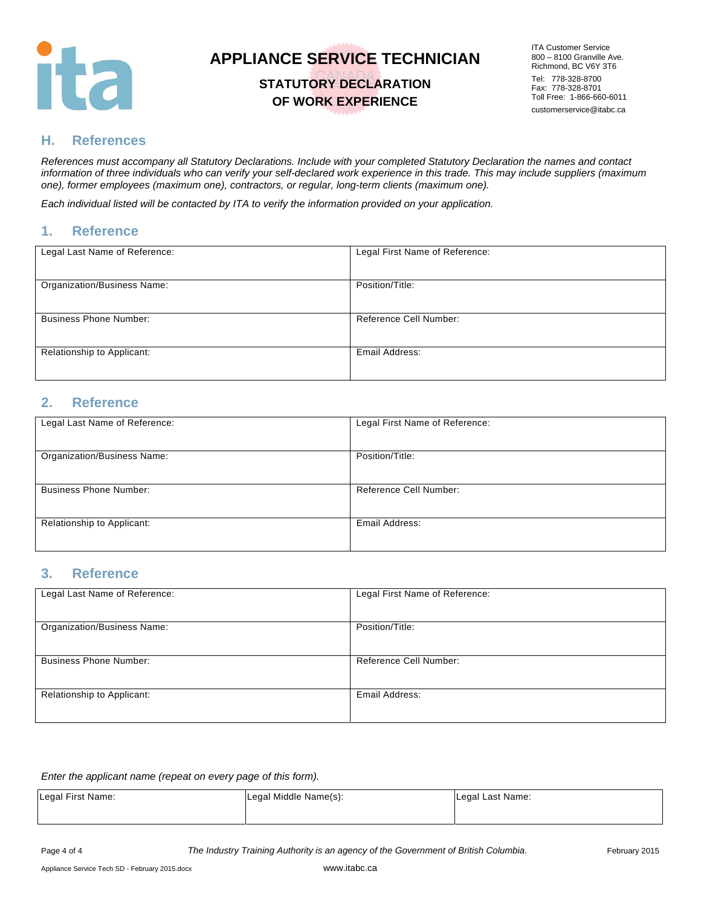# APPLIANCE SERVICE TECHNICIAN

## STATUTORY DECLARATION OF WORK EXPERIENCE

ITA Customer Service
800 – 8100 Granville Ave.
Richmond, BC V6Y 3T6
Tel: 778-328-8700
Fax: 778-328-8701
Toll Free: 1-866-660-6011
customerservice@itabc.ca

## H. References

*References must accompany all Statutory Declarations. Include with your completed Statutory Declaration the names and contact information of three individuals who can verify your self-declared work experience in this trade. This may include suppliers (maximum one), former employees (maximum one), contractors, or regular, long-term clients (maximum one).*

*Each individual listed will be contacted by ITA to verify the information provided on your application.*

### 1. Reference

| | |
|---|---|
| Legal Last Name of Reference: | Legal First Name of Reference: |
| Organization/Business Name: | Position/Title: |
| Business Phone Number: | Reference Cell Number: |
| Relationship to Applicant: | Email Address: |

### 2. Reference

| | |
|---|---|
| Legal Last Name of Reference: | Legal First Name of Reference: |
| Organization/Business Name: | Position/Title: |
| Business Phone Number: | Reference Cell Number: |
| Relationship to Applicant: | Email Address: |

### 3. Reference

| | |
|---|---|
| Legal Last Name of Reference: | Legal First Name of Reference: |
| Organization/Business Name: | Position/Title: |
| Business Phone Number: | Reference Cell Number: |
| Relationship to Applicant: | Email Address: |

*Enter the applicant name (repeat on every page of this form).*

| | | |
|---|---|---|
| Legal First Name: | Legal Middle Name(s): | Legal Last Name: |

*The Industry Training Authority is an agency of the Government of British Columbia.*